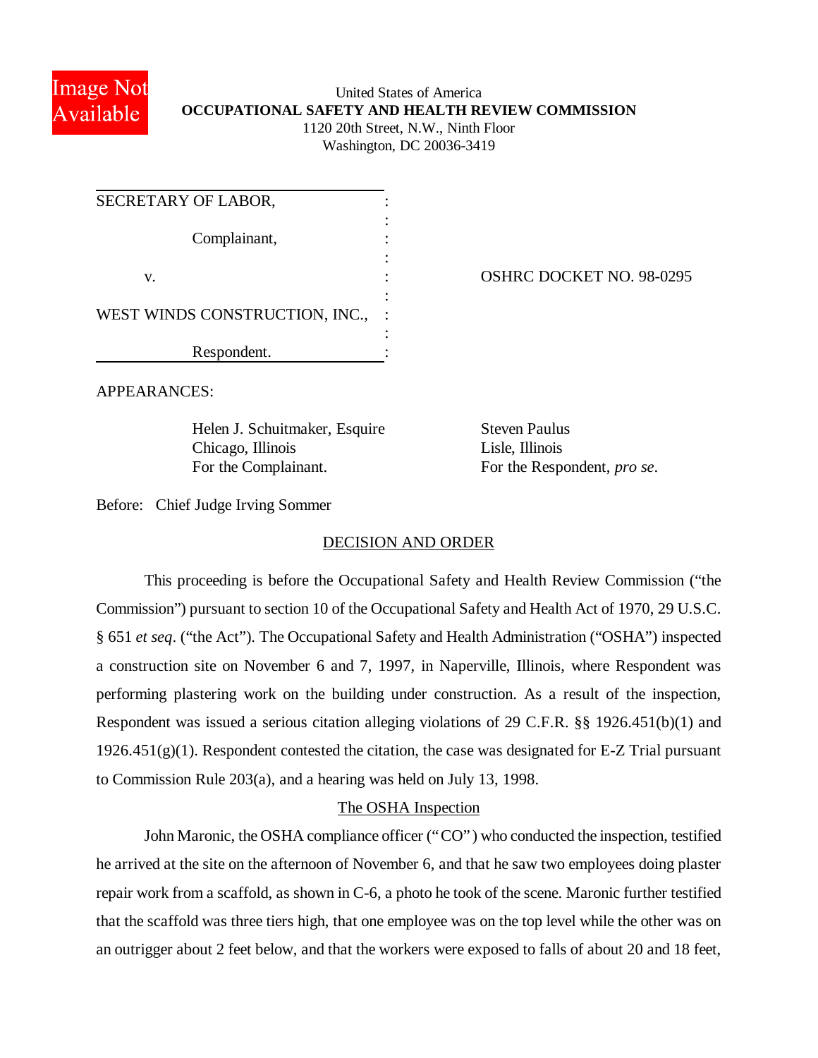United States of America
**OCCUPATIONAL SAFETY AND HEALTH REVIEW COMMISSION**
1120 20th Street, N.W., Ninth Floor
Washington, DC 20036-3419

| | | |
|---|---|---|
| SECRETARY OF LABOR,<br><br>Complainant,<br><br>v.<br><br>WEST WINDS CONSTRUCTION, INC.,<br><br>Respondent. | : | OSHRC DOCKET NO. 98-0295 |

APPEARANCES:

Helen J. Schuitmaker, Esquire
Chicago, Illinois
For the Complainant.

Steven Paulus
Lisle, Illinois
For the Respondent, *pro se*.

Before: Chief Judge Irving Sommer

## DECISION AND ORDER

This proceeding is before the Occupational Safety and Health Review Commission ("the Commission") pursuant to section 10 of the Occupational Safety and Health Act of 1970, 29 U.S.C. § 651 *et seq*. ("the Act"). The Occupational Safety and Health Administration ("OSHA") inspected a construction site on November 6 and 7, 1997, in Naperville, Illinois, where Respondent was performing plastering work on the building under construction. As a result of the inspection, Respondent was issued a serious citation alleging violations of 29 C.F.R. §§ 1926.451(b)(1) and 1926.451(g)(1). Respondent contested the citation, the case was designated for E-Z Trial pursuant to Commission Rule 203(a), and a hearing was held on July 13, 1998.

### The OSHA Inspection

John Maronic, the OSHA compliance officer ("CO") who conducted the inspection, testified he arrived at the site on the afternoon of November 6, and that he saw two employees doing plaster repair work from a scaffold, as shown in C-6, a photo he took of the scene. Maronic further testified that the scaffold was three tiers high, that one employee was on the top level while the other was on an outrigger about 2 feet below, and that the workers were exposed to falls of about 20 and 18 feet,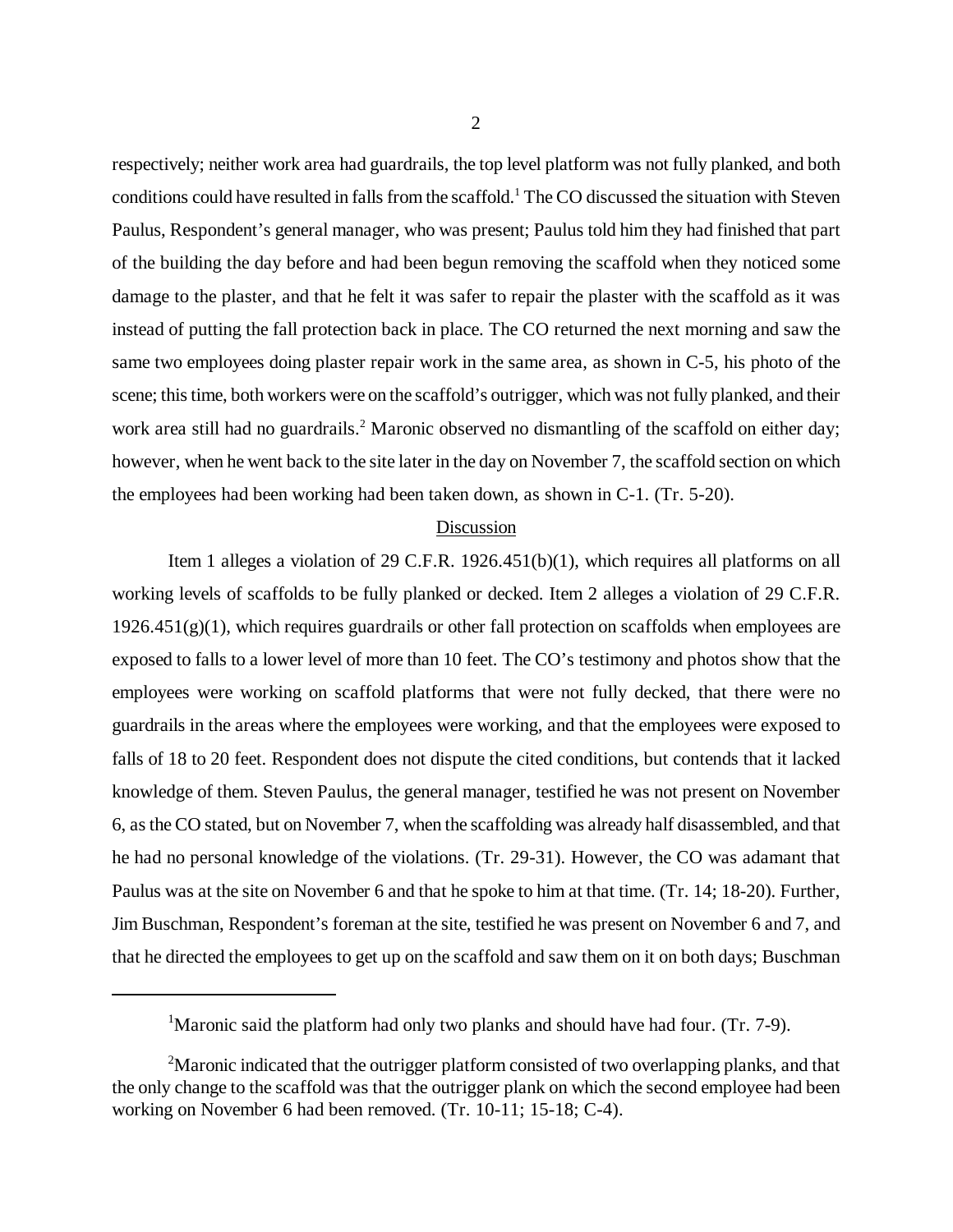respectively; neither work area had guardrails, the top level platform was not fully planked, and both conditions could have resulted in falls from the scaffold.[1] The CO discussed the situation with Steven Paulus, Respondent's general manager, who was present; Paulus told him they had finished that part of the building the day before and had been begun removing the scaffold when they noticed some damage to the plaster, and that he felt it was safer to repair the plaster with the scaffold as it was instead of putting the fall protection back in place. The CO returned the next morning and saw the same two employees doing plaster repair work in the same area, as shown in C-5, his photo of the scene; this time, both workers were on the scaffold's outrigger, which was not fully planked, and their work area still had no guardrails.[2] Maronic observed no dismantling of the scaffold on either day; however, when he went back to the site later in the day on November 7, the scaffold section on which the employees had been working had been taken down, as shown in C-1. (Tr. 5-20).

## Discussion

Item 1 alleges a violation of 29 C.F.R. 1926.451(b)(1), which requires all platforms on all working levels of scaffolds to be fully planked or decked. Item 2 alleges a violation of 29 C.F.R. 1926.451(g)(1), which requires guardrails or other fall protection on scaffolds when employees are exposed to falls to a lower level of more than 10 feet. The CO's testimony and photos show that the employees were working on scaffold platforms that were not fully decked, that there were no guardrails in the areas where the employees were working, and that the employees were exposed to falls of 18 to 20 feet. Respondent does not dispute the cited conditions, but contends that it lacked knowledge of them. Steven Paulus, the general manager, testified he was not present on November 6, as the CO stated, but on November 7, when the scaffolding was already half disassembled, and that he had no personal knowledge of the violations. (Tr. 29-31). However, the CO was adamant that Paulus was at the site on November 6 and that he spoke to him at that time. (Tr. 14; 18-20). Further, Jim Buschman, Respondent's foreman at the site, testified he was present on November 6 and 7, and that he directed the employees to get up on the scaffold and saw them on it on both days; Buschman

---

[1] Maronic said the platform had only two planks and should have had four. (Tr. 7-9).

[2] Maronic indicated that the outrigger platform consisted of two overlapping planks, and that the only change to the scaffold was that the outrigger plank on which the second employee had been working on November 6 had been removed. (Tr. 10-11; 15-18; C-4).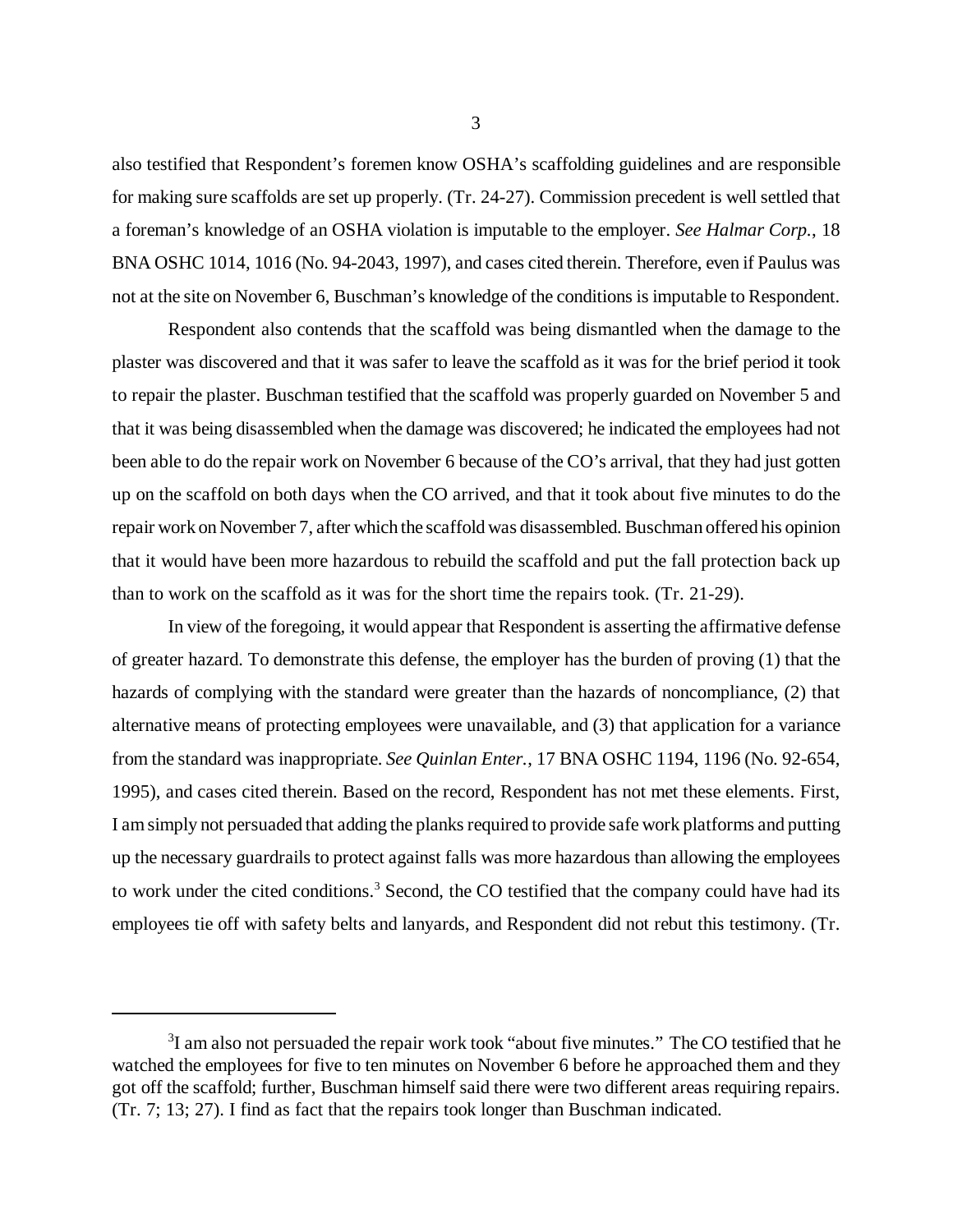also testified that Respondent's foremen know OSHA's scaffolding guidelines and are responsible for making sure scaffolds are set up properly. (Tr. 24-27). Commission precedent is well settled that a foreman's knowledge of an OSHA violation is imputable to the employer. *See Halmar Corp.*, 18 BNA OSHC 1014, 1016 (No. 94-2043, 1997), and cases cited therein. Therefore, even if Paulus was not at the site on November 6, Buschman's knowledge of the conditions is imputable to Respondent.

Respondent also contends that the scaffold was being dismantled when the damage to the plaster was discovered and that it was safer to leave the scaffold as it was for the brief period it took to repair the plaster. Buschman testified that the scaffold was properly guarded on November 5 and that it was being disassembled when the damage was discovered; he indicated the employees had not been able to do the repair work on November 6 because of the CO's arrival, that they had just gotten up on the scaffold on both days when the CO arrived, and that it took about five minutes to do the repair work on November 7, after which the scaffold was disassembled. Buschman offered his opinion that it would have been more hazardous to rebuild the scaffold and put the fall protection back up than to work on the scaffold as it was for the short time the repairs took. (Tr. 21-29).

In view of the foregoing, it would appear that Respondent is asserting the affirmative defense of greater hazard. To demonstrate this defense, the employer has the burden of proving (1) that the hazards of complying with the standard were greater than the hazards of noncompliance, (2) that alternative means of protecting employees were unavailable, and (3) that application for a variance from the standard was inappropriate. *See Quinlan Enter.*, 17 BNA OSHC 1194, 1196 (No. 92-654, 1995), and cases cited therein. Based on the record, Respondent has not met these elements. First, I am simply not persuaded that adding the planks required to provide safe work platforms and putting up the necessary guardrails to protect against falls was more hazardous than allowing the employees to work under the cited conditions.[3] Second, the CO testified that the company could have had its employees tie off with safety belts and lanyards, and Respondent did not rebut this testimony. (Tr.

---

[3] I am also not persuaded the repair work took "about five minutes." The CO testified that he watched the employees for five to ten minutes on November 6 before he approached them and they got off the scaffold; further, Buschman himself said there were two different areas requiring repairs. (Tr. 7; 13; 27). I find as fact that the repairs took longer than Buschman indicated.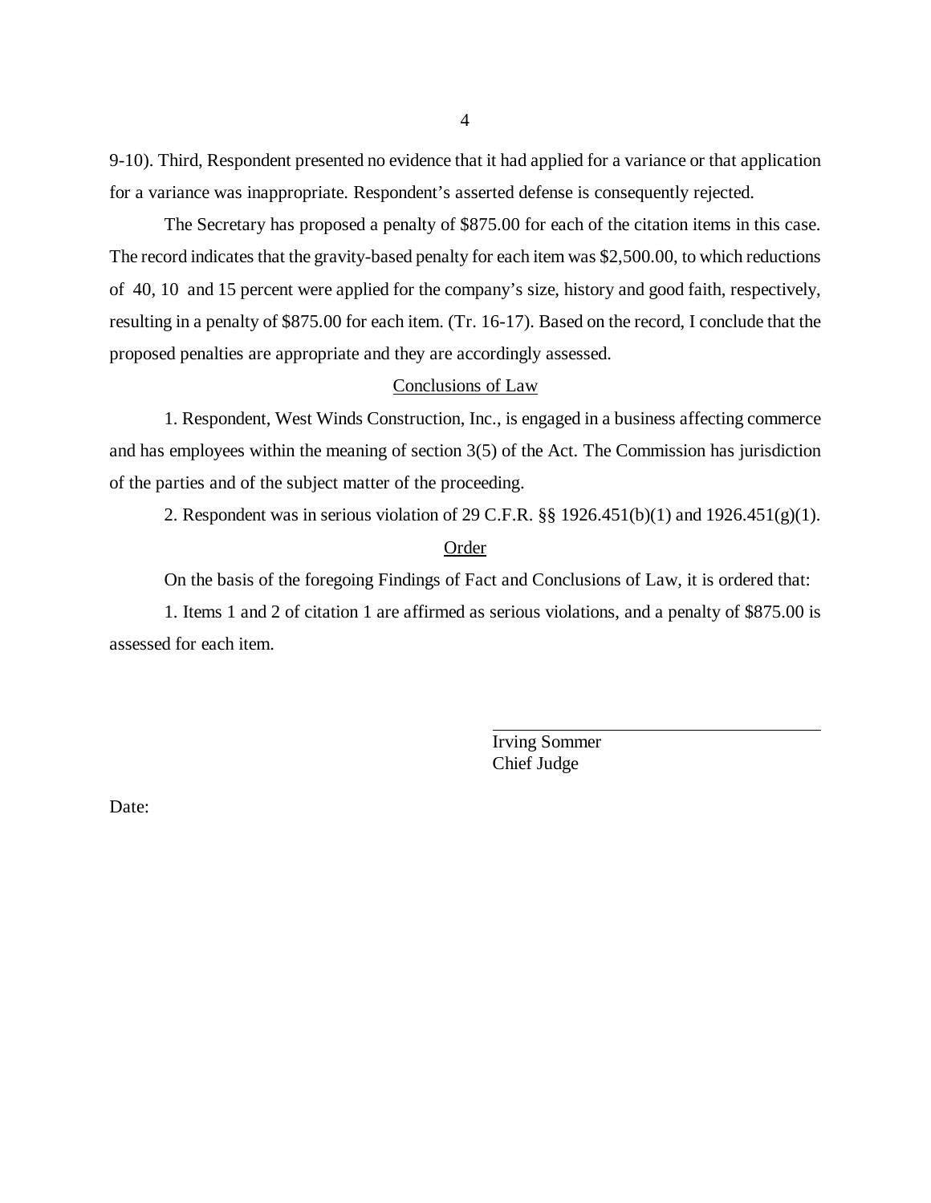9-10). Third, Respondent presented no evidence that it had applied for a variance or that application for a variance was inappropriate. Respondent's asserted defense is consequently rejected.

The Secretary has proposed a penalty of $875.00 for each of the citation items in this case. The record indicates that the gravity-based penalty for each item was $2,500.00, to which reductions of 40, 10 and 15 percent were applied for the company's size, history and good faith, respectively, resulting in a penalty of $875.00 for each item. (Tr. 16-17). Based on the record, I conclude that the proposed penalties are appropriate and they are accordingly assessed.

## Conclusions of Law

1. Respondent, West Winds Construction, Inc., is engaged in a business affecting commerce and has employees within the meaning of section 3(5) of the Act. The Commission has jurisdiction of the parties and of the subject matter of the proceeding.

2. Respondent was in serious violation of 29 C.F.R. §§ 1926.451(b)(1) and 1926.451(g)(1).

## Order

On the basis of the foregoing Findings of Fact and Conclusions of Law, it is ordered that:

1. Items 1 and 2 of citation 1 are affirmed as serious violations, and a penalty of $875.00 is assessed for each item.

Irving Sommer
Chief Judge

Date: